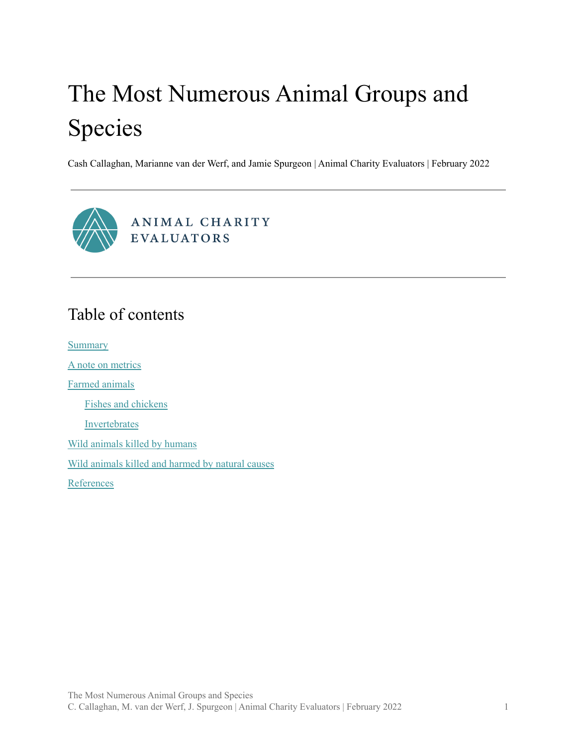# The Most Numerous Animal Groups and Species

Cash Callaghan, Marianne van der Werf, and Jamie Spurgeon | Animal Charity Evaluators | February 2022

---

ANIMAL CHARITY EVALUATORS

---

## Table of contents

Summary

A note on metrics

Farmed animals

- Fishes and chickens
- Invertebrates

Wild animals killed by humans

Wild animals killed and harmed by natural causes

References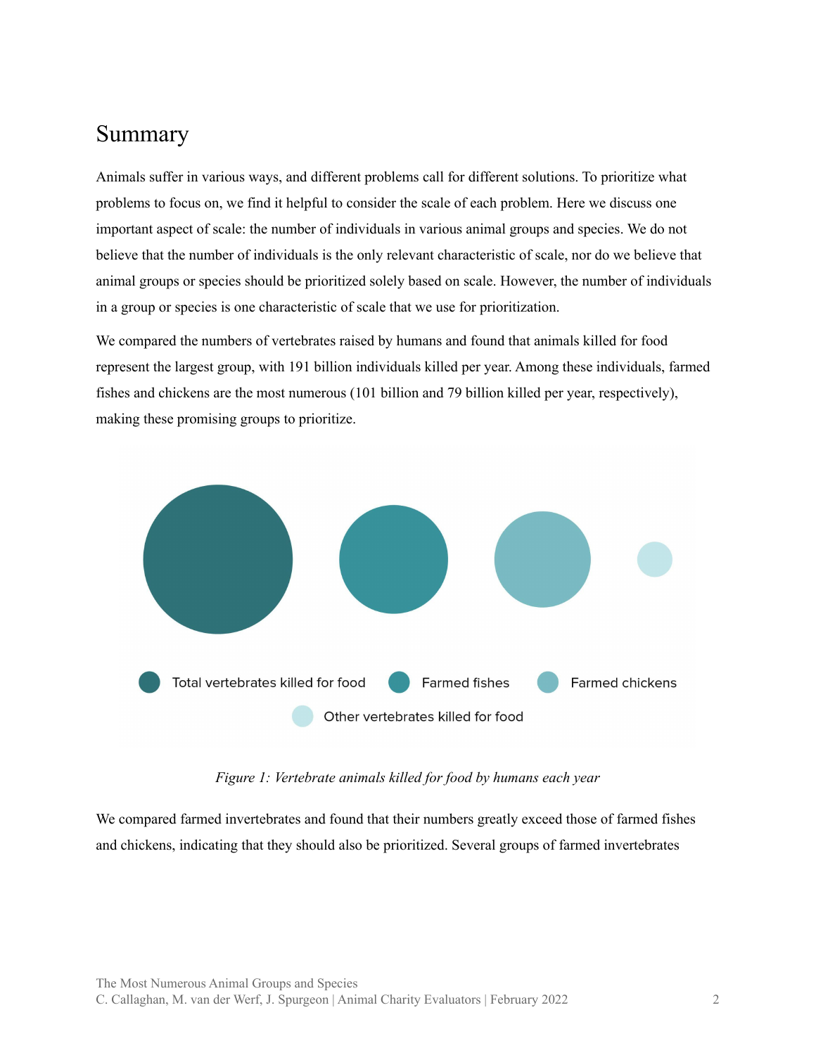# Summary

Animals suffer in various ways, and different problems call for different solutions. To prioritize what problems to focus on, we find it helpful to consider the scale of each problem. Here we discuss one important aspect of scale: the number of individuals in various animal groups and species. We do not believe that the number of individuals is the only relevant characteristic of scale, nor do we believe that animal groups or species should be prioritized solely based on scale. However, the number of individuals in a group or species is one characteristic of scale that we use for prioritization.

We compared the numbers of vertebrates raised by humans and found that animals killed for food represent the largest group, with 191 billion individuals killed per year. Among these individuals, farmed fishes and chickens are the most numerous (101 billion and 79 billion killed per year, respectively), making these promising groups to prioritize.

Total vertebrates killed for food | Farmed fishes | Farmed chickens | Other vertebrates killed for food

*Figure 1: Vertebrate animals killed for food by humans each year*

We compared farmed invertebrates and found that their numbers greatly exceed those of farmed fishes and chickens, indicating that they should also be prioritized. Several groups of farmed invertebrates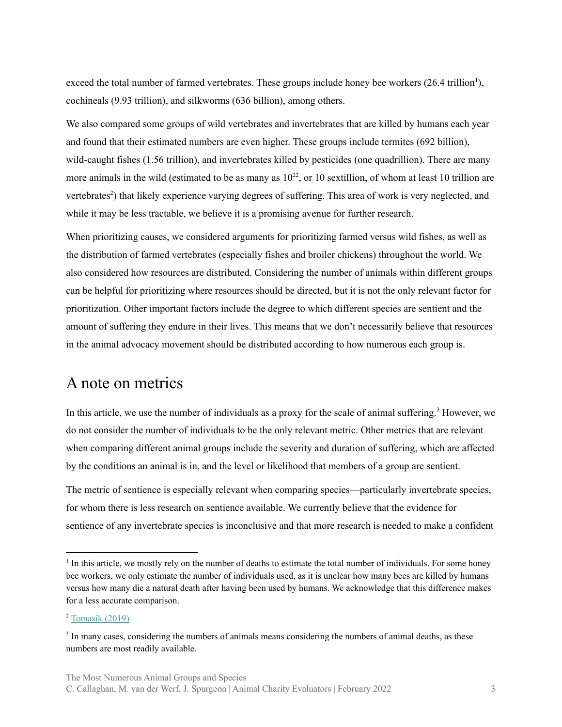exceed the total number of farmed vertebrates. These groups include honey bee workers (26.4 trillion[1]), cochineals (9.93 trillion), and silkworms (636 billion), among others.

We also compared some groups of wild vertebrates and invertebrates that are killed by humans each year and found that their estimated numbers are even higher. These groups include termites (692 billion), wild-caught fishes (1.56 trillion), and invertebrates killed by pesticides (one quadrillion). There are many more animals in the wild (estimated to be as many as $10^{22}$, or 10 sextillion, of whom at least 10 trillion are vertebrates[2]) that likely experience varying degrees of suffering. This area of work is very neglected, and while it may be less tractable, we believe it is a promising avenue for further research.

When prioritizing causes, we considered arguments for prioritizing farmed versus wild fishes, as well as the distribution of farmed vertebrates (especially fishes and broiler chickens) throughout the world. We also considered how resources are distributed. Considering the number of animals within different groups can be helpful for prioritizing where resources should be directed, but it is not the only relevant factor for prioritization. Other important factors include the degree to which different species are sentient and the amount of suffering they endure in their lives. This means that we don't necessarily believe that resources in the animal advocacy movement should be distributed according to how numerous each group is.

# A note on metrics

In this article, we use the number of individuals as a proxy for the scale of animal suffering.[3] However, we do not consider the number of individuals to be the only relevant metric. Other metrics that are relevant when comparing different animal groups include the severity and duration of suffering, which are affected by the conditions an animal is in, and the level or likelihood that members of a group are sentient.

The metric of sentience is especially relevant when comparing species—particularly invertebrate species, for whom there is less research on sentience available. We currently believe that the evidence for sentience of any invertebrate species is inconclusive and that more research is needed to make a confident

---

[1] In this article, we mostly rely on the number of deaths to estimate the total number of individuals. For some honey bee workers, we only estimate the number of individuals used, as it is unclear how many bees are killed by humans versus how many die a natural death after having been used by humans. We acknowledge that this difference makes for a less accurate comparison.

[2] Tomasik (2019)

[3] In many cases, considering the numbers of animals means considering the numbers of animal deaths, as these numbers are most readily available.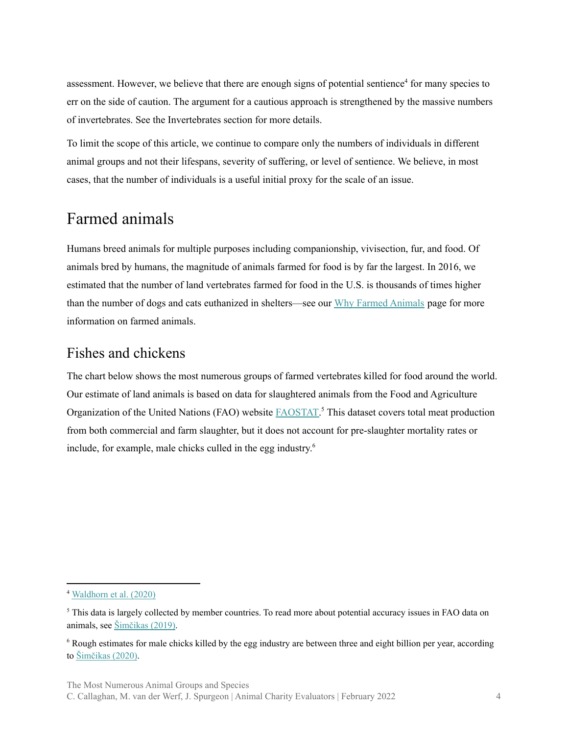assessment. However, we believe that there are enough signs of potential sentience[4] for many species to err on the side of caution. The argument for a cautious approach is strengthened by the massive numbers of invertebrates. See the Invertebrates section for more details.

To limit the scope of this article, we continue to compare only the numbers of individuals in different animal groups and not their lifespans, severity of suffering, or level of sentience. We believe, in most cases, that the number of individuals is a useful initial proxy for the scale of an issue.

# Farmed animals

Humans breed animals for multiple purposes including companionship, vivisection, fur, and food. Of animals bred by humans, the magnitude of animals farmed for food is by far the largest. In 2016, we estimated that the number of land vertebrates farmed for food in the U.S. is thousands of times higher than the number of dogs and cats euthanized in shelters—see our Why Farmed Animals page for more information on farmed animals.

## Fishes and chickens

The chart below shows the most numerous groups of farmed vertebrates killed for food around the world. Our estimate of land animals is based on data for slaughtered animals from the Food and Agriculture Organization of the United Nations (FAO) website FAOSTAT.[5] This dataset covers total meat production from both commercial and farm slaughter, but it does not account for pre-slaughter mortality rates or include, for example, male chicks culled in the egg industry.[6]

---

[4] Waldhorn et al. (2020)

[5] This data is largely collected by member countries. To read more about potential accuracy issues in FAO data on animals, see Šimčikas (2019).

[6] Rough estimates for male chicks killed by the egg industry are between three and eight billion per year, according to Šimčikas (2020).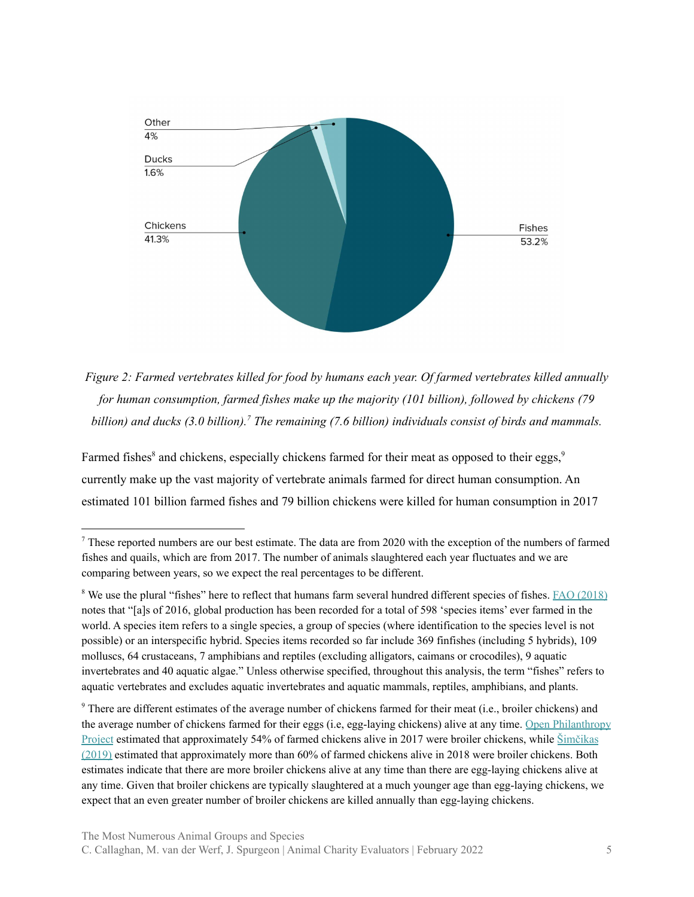Other
4%

Ducks
1.6%

Chickens
41.3%

Fishes
53.2%

*Figure 2: Farmed vertebrates killed for food by humans each year. Of farmed vertebrates killed annually for human consumption, farmed fishes make up the majority (101 billion), followed by chickens (79 billion) and ducks (3.0 billion).[7] The remaining (7.6 billion) individuals consist of birds and mammals.*

Farmed fishes[8] and chickens, especially chickens farmed for their meat as opposed to their eggs,[9] currently make up the vast majority of vertebrate animals farmed for direct human consumption. An estimated 101 billion farmed fishes and 79 billion chickens were killed for human consumption in 2017

---

[7] These reported numbers are our best estimate. The data are from 2020 with the exception of the numbers of farmed fishes and quails, which are from 2017. The number of animals slaughtered each year fluctuates and we are comparing between years, so we expect the real percentages to be different.

[8] We use the plural "fishes" here to reflect that humans farm several hundred different species of fishes. FAO (2018) notes that "[a]s of 2016, global production has been recorded for a total of 598 'species items' ever farmed in the world. A species item refers to a single species, a group of species (where identification to the species level is not possible) or an interspecific hybrid. Species items recorded so far include 369 finfishes (including 5 hybrids), 109 molluscs, 64 crustaceans, 7 amphibians and reptiles (excluding alligators, caimans or crocodiles), 9 aquatic invertebrates and 40 aquatic algae." Unless otherwise specified, throughout this analysis, the term "fishes" refers to aquatic vertebrates and excludes aquatic invertebrates and aquatic mammals, reptiles, amphibians, and plants.

[9] There are different estimates of the average number of chickens farmed for their meat (i.e., broiler chickens) and the average number of chickens farmed for their eggs (i.e, egg-laying chickens) alive at any time. Open Philanthropy Project estimated that approximately 54% of farmed chickens alive in 2017 were broiler chickens, while Šimčikas (2019) estimated that approximately more than 60% of farmed chickens alive in 2018 were broiler chickens. Both estimates indicate that there are more broiler chickens alive at any time than there are egg-laying chickens alive at any time. Given that broiler chickens are typically slaughtered at a much younger age than egg-laying chickens, we expect that an even greater number of broiler chickens are killed annually than egg-laying chickens.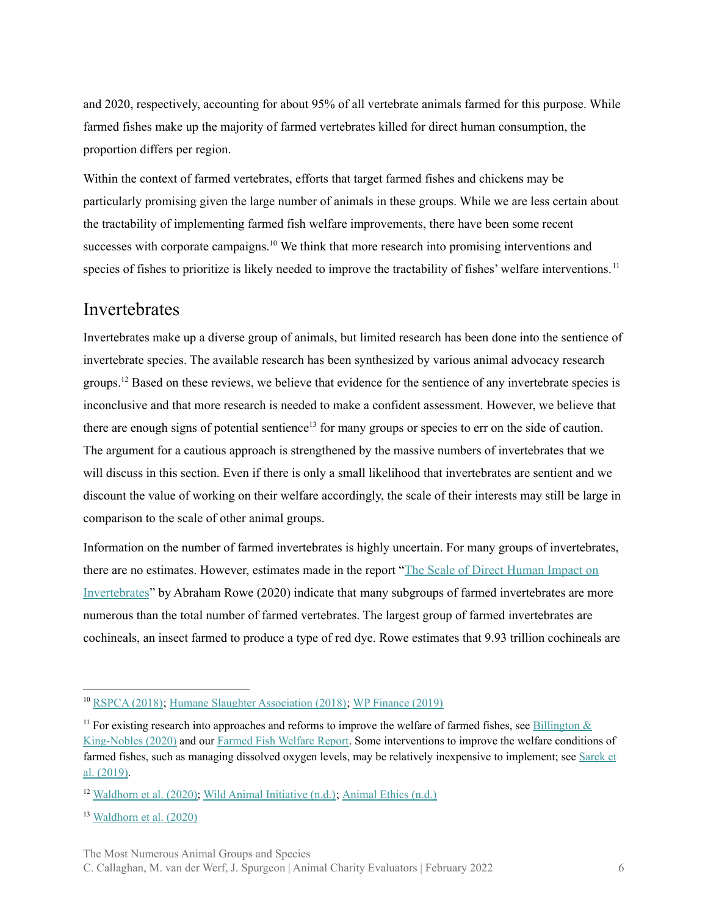and 2020, respectively, accounting for about 95% of all vertebrate animals farmed for this purpose. While farmed fishes make up the majority of farmed vertebrates killed for direct human consumption, the proportion differs per region.

Within the context of farmed vertebrates, efforts that target farmed fishes and chickens may be particularly promising given the large number of animals in these groups. While we are less certain about the tractability of implementing farmed fish welfare improvements, there have been some recent successes with corporate campaigns.[10] We think that more research into promising interventions and species of fishes to prioritize is likely needed to improve the tractability of fishes' welfare interventions.[11]

## Invertebrates

Invertebrates make up a diverse group of animals, but limited research has been done into the sentience of invertebrate species. The available research has been synthesized by various animal advocacy research groups.[12] Based on these reviews, we believe that evidence for the sentience of any invertebrate species is inconclusive and that more research is needed to make a confident assessment. However, we believe that there are enough signs of potential sentience[13] for many groups or species to err on the side of caution. The argument for a cautious approach is strengthened by the massive numbers of invertebrates that we will discuss in this section. Even if there is only a small likelihood that invertebrates are sentient and we discount the value of working on their welfare accordingly, the scale of their interests may still be large in comparison to the scale of other animal groups.

Information on the number of farmed invertebrates is highly uncertain. For many groups of invertebrates, there are no estimates. However, estimates made in the report "The Scale of Direct Human Impact on Invertebrates" by Abraham Rowe (2020) indicate that many subgroups of farmed invertebrates are more numerous than the total number of farmed vertebrates. The largest group of farmed invertebrates are cochineals, an insect farmed to produce a type of red dye. Rowe estimates that 9.93 trillion cochineals are

---

[10] RSPCA (2018); Humane Slaughter Association (2018); WP Finance (2019)

[11] For existing research into approaches and reforms to improve the welfare of farmed fishes, see Billington & King-Nobles (2020) and our Farmed Fish Welfare Report. Some interventions to improve the welfare conditions of farmed fishes, such as managing dissolved oxygen levels, may be relatively inexpensive to implement; see Sarek et al. (2019).

[12] Waldhorn et al. (2020); Wild Animal Initiative (n.d.); Animal Ethics (n.d.)

[13] Waldhorn et al. (2020)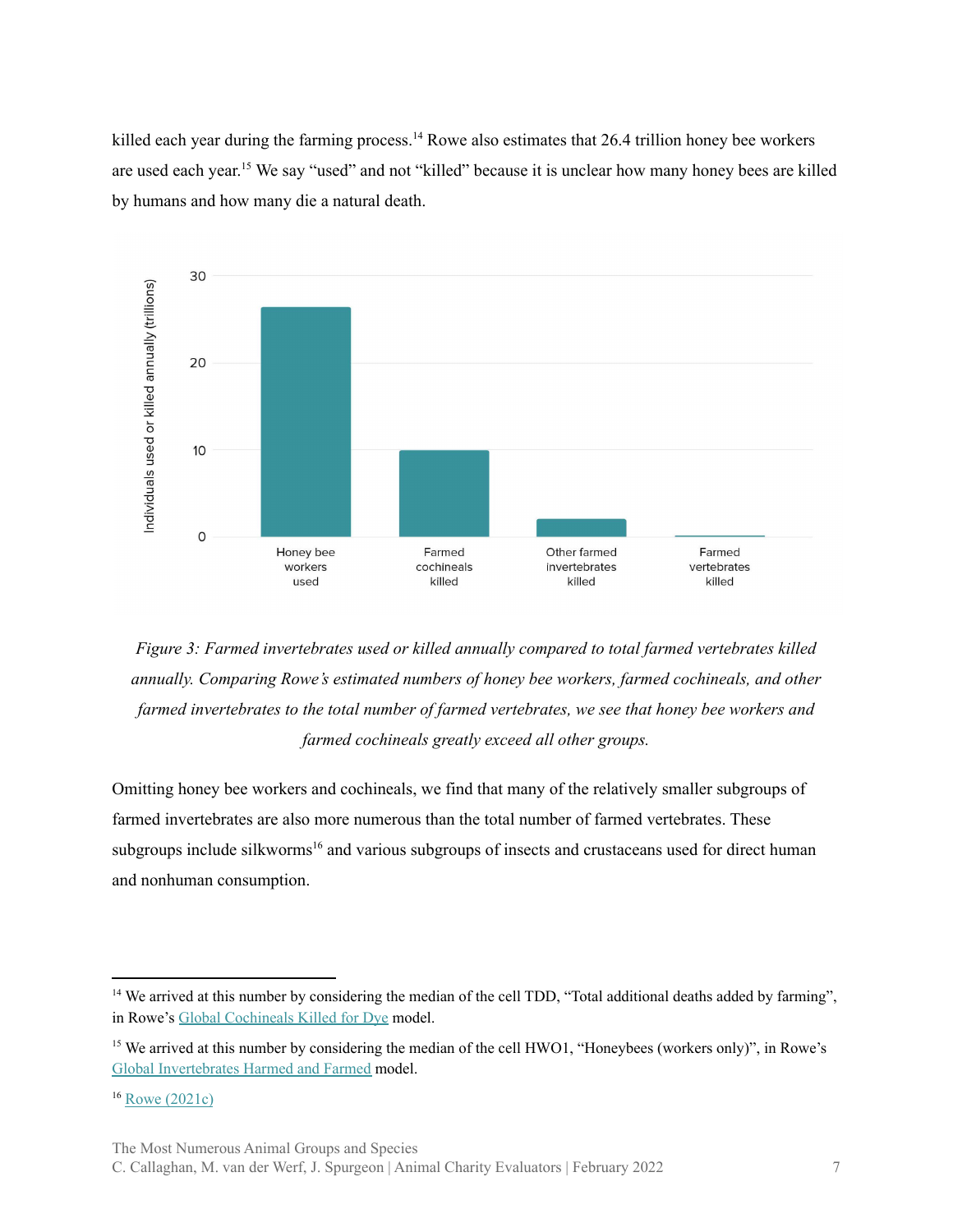killed each year during the farming process.[14] Rowe also estimates that 26.4 trillion honey bee workers are used each year.[15] We say "used" and not "killed" because it is unclear how many honey bees are killed by humans and how many die a natural death.

*Figure 3: Farmed invertebrates used or killed annually compared to total farmed vertebrates killed annually. Comparing Rowe's estimated numbers of honey bee workers, farmed cochineals, and other farmed invertebrates to the total number of farmed vertebrates, we see that honey bee workers and farmed cochineals greatly exceed all other groups.*

Omitting honey bee workers and cochineals, we find that many of the relatively smaller subgroups of farmed invertebrates are also more numerous than the total number of farmed vertebrates. These subgroups include silkworms[16] and various subgroups of insects and crustaceans used for direct human and nonhuman consumption.

---

[14] We arrived at this number by considering the median of the cell TDD, "Total additional deaths added by farming", in Rowe's Global Cochineals Killed for Dye model.

[15] We arrived at this number by considering the median of the cell HWO1, "Honeybees (workers only)", in Rowe's Global Invertebrates Harmed and Farmed model.

[16] Rowe (2021c)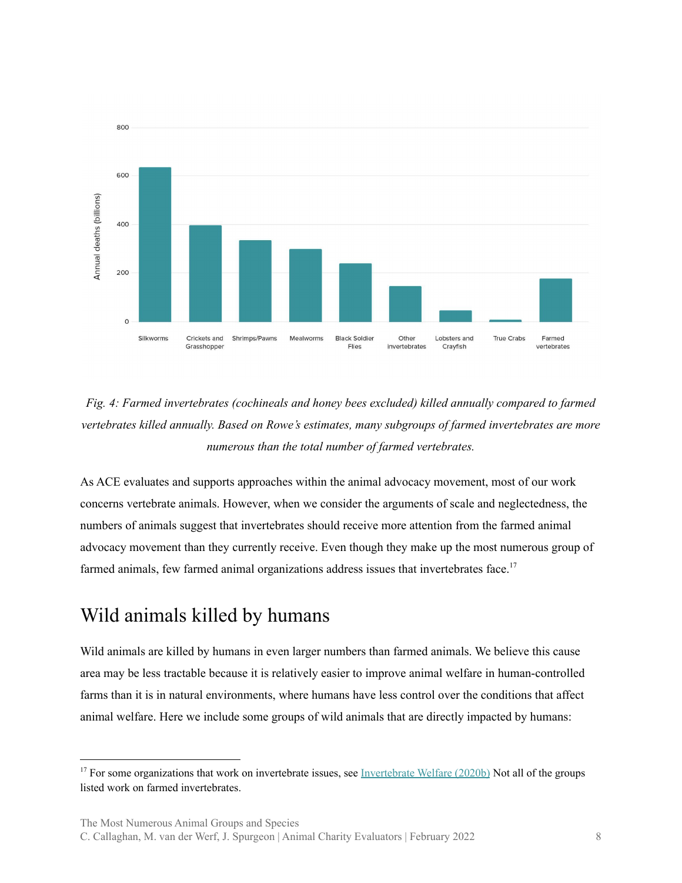*Fig. 4: Farmed invertebrates (cochineals and honey bees excluded) killed annually compared to farmed vertebrates killed annually. Based on Rowe's estimates, many subgroups of farmed invertebrates are more numerous than the total number of farmed vertebrates.*

As ACE evaluates and supports approaches within the animal advocacy movement, most of our work concerns vertebrate animals. However, when we consider the arguments of scale and neglectedness, the numbers of animals suggest that invertebrates should receive more attention from the farmed animal advocacy movement than they currently receive. Even though they make up the most numerous group of farmed animals, few farmed animal organizations address issues that invertebrates face.[17]

## Wild animals killed by humans

Wild animals are killed by humans in even larger numbers than farmed animals. We believe this cause area may be less tractable because it is relatively easier to improve animal welfare in human-controlled farms than it is in natural environments, where humans have less control over the conditions that affect animal welfare. Here we include some groups of wild animals that are directly impacted by humans:

---

[17] For some organizations that work on invertebrate issues, see [Invertebrate Welfare (2020b)](#) Not all of the groups listed work on farmed invertebrates.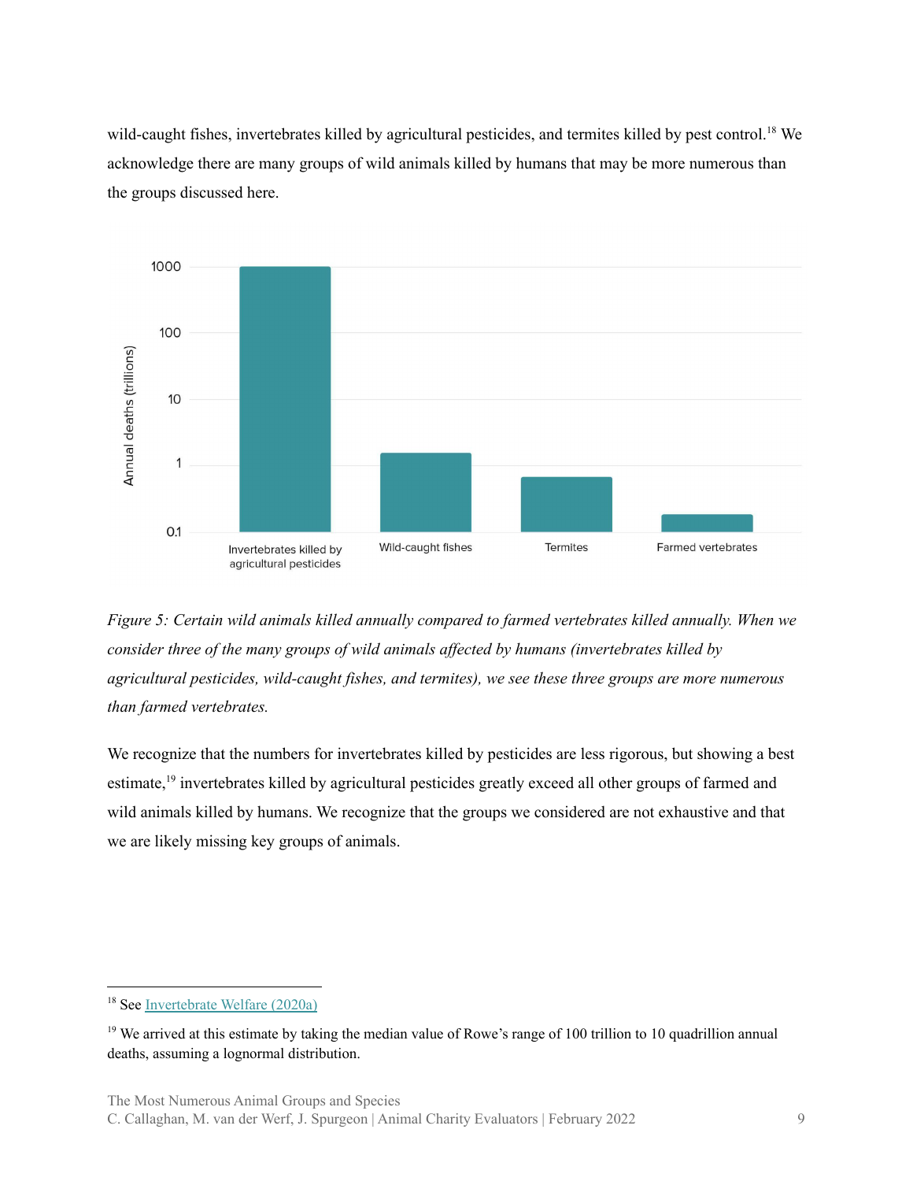wild-caught fishes, invertebrates killed by agricultural pesticides, and termites killed by pest control.[18] We acknowledge there are many groups of wild animals killed by humans that may be more numerous than the groups discussed here.

*Figure 5: Certain wild animals killed annually compared to farmed vertebrates killed annually. When we consider three of the many groups of wild animals affected by humans (invertebrates killed by agricultural pesticides, wild-caught fishes, and termites), we see these three groups are more numerous than farmed vertebrates.*

We recognize that the numbers for invertebrates killed by pesticides are less rigorous, but showing a best estimate,[19] invertebrates killed by agricultural pesticides greatly exceed all other groups of farmed and wild animals killed by humans. We recognize that the groups we considered are not exhaustive and that we are likely missing key groups of animals.

---

[18] See Invertebrate Welfare (2020a)

[19] We arrived at this estimate by taking the median value of Rowe's range of 100 trillion to 10 quadrillion annual deaths, assuming a lognormal distribution.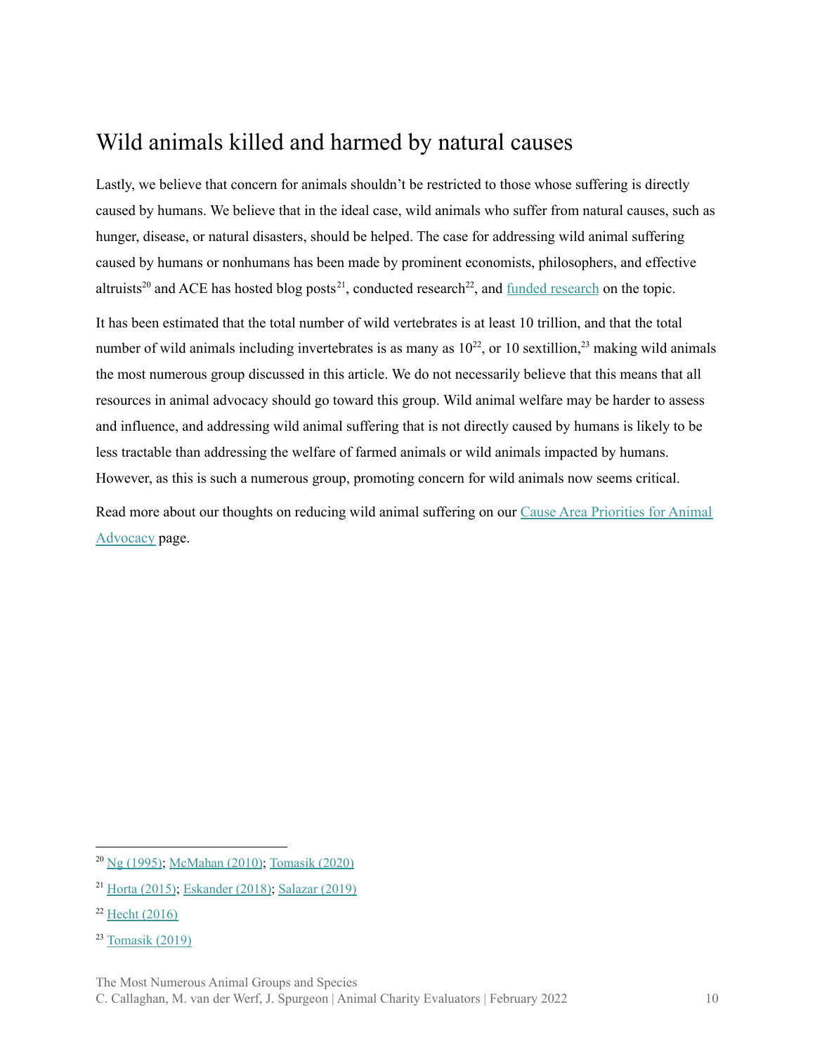## Wild animals killed and harmed by natural causes

Lastly, we believe that concern for animals shouldn't be restricted to those whose suffering is directly caused by humans. We believe that in the ideal case, wild animals who suffer from natural causes, such as hunger, disease, or natural disasters, should be helped. The case for addressing wild animal suffering caused by humans or nonhumans has been made by prominent economists, philosophers, and effective altruists[20] and ACE has hosted blog posts[21], conducted research[22], and funded research on the topic.

It has been estimated that the total number of wild vertebrates is at least 10 trillion, and that the total number of wild animals including invertebrates is as many as $10^{22}$, or 10 sextillion,[23] making wild animals the most numerous group discussed in this article. We do not necessarily believe that this means that all resources in animal advocacy should go toward this group. Wild animal welfare may be harder to assess and influence, and addressing wild animal suffering that is not directly caused by humans is likely to be less tractable than addressing the welfare of farmed animals or wild animals impacted by humans. However, as this is such a numerous group, promoting concern for wild animals now seems critical.

Read more about our thoughts on reducing wild animal suffering on our Cause Area Priorities for Animal Advocacy page.

---

[20] Ng (1995); McMahan (2010); Tomasik (2020)

[21] Horta (2015); Eskander (2018); Salazar (2019)

[22] Hecht (2016)

[23] Tomasik (2019)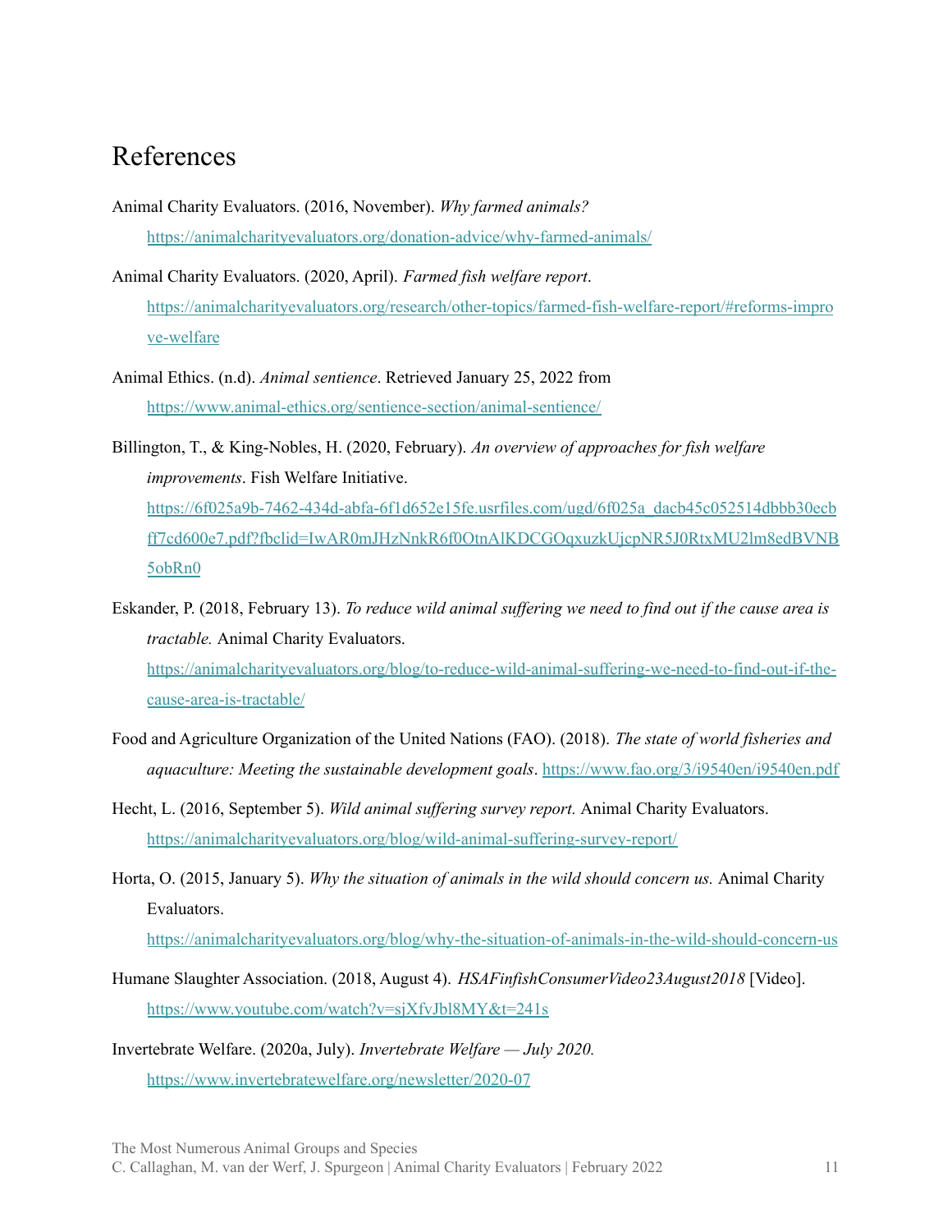# References

Animal Charity Evaluators. (2016, November). *Why farmed animals?* https://animalcharityevaluators.org/donation-advice/why-farmed-animals/

Animal Charity Evaluators. (2020, April). *Farmed fish welfare report*. https://animalcharityevaluators.org/research/other-topics/farmed-fish-welfare-report/#reforms-improve-welfare

Animal Ethics. (n.d). *Animal sentience*. Retrieved January 25, 2022 from https://www.animal-ethics.org/sentience-section/animal-sentience/

Billington, T., & King-Nobles, H. (2020, February). *An overview of approaches for fish welfare improvements*. Fish Welfare Initiative. https://6f025a9b-7462-434d-abfa-6f1d652e15fe.usrfiles.com/ugd/6f025a_dacb45c052514dbbb30ecbff7cd600e7.pdf?fbclid=IwAR0mJHzNnkR6f0OtnAlKDCGOqxuzkUjcpNR5J0RtxMU2lm8edBVNB5obRn0

Eskander, P. (2018, February 13). *To reduce wild animal suffering we need to find out if the cause area is tractable.* Animal Charity Evaluators. https://animalcharityevaluators.org/blog/to-reduce-wild-animal-suffering-we-need-to-find-out-if-the-cause-area-is-tractable/

Food and Agriculture Organization of the United Nations (FAO). (2018). *The state of world fisheries and aquaculture: Meeting the sustainable development goals*. https://www.fao.org/3/i9540en/i9540en.pdf

Hecht, L. (2016, September 5). *Wild animal suffering survey report.* Animal Charity Evaluators. https://animalcharityevaluators.org/blog/wild-animal-suffering-survey-report/

Horta, O. (2015, January 5). *Why the situation of animals in the wild should concern us.* Animal Charity Evaluators. https://animalcharityevaluators.org/blog/why-the-situation-of-animals-in-the-wild-should-concern-us

Humane Slaughter Association. (2018, August 4). *HSAFinfishConsumerVideo23August2018* [Video]. https://www.youtube.com/watch?v=sjXfvJbl8MY&t=241s

Invertebrate Welfare. (2020a, July). *Invertebrate Welfare — July 2020.* https://www.invertebratewelfare.org/newsletter/2020-07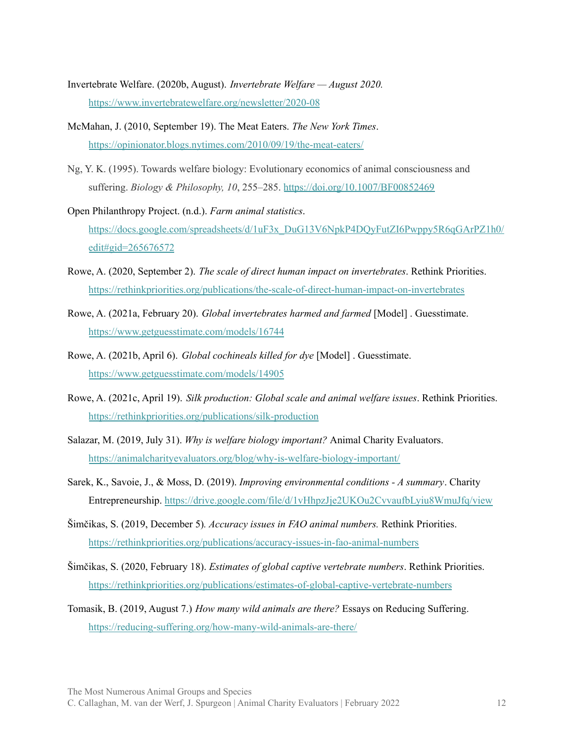Invertebrate Welfare. (2020b, August). *Invertebrate Welfare — August 2020.* https://www.invertebratewelfare.org/newsletter/2020-08

McMahan, J. (2010, September 19). The Meat Eaters. *The New York Times*. https://opinionator.blogs.nytimes.com/2010/09/19/the-meat-eaters/

Ng, Y. K. (1995). Towards welfare biology: Evolutionary economics of animal consciousness and suffering. *Biology & Philosophy, 10*, 255–285. https://doi.org/10.1007/BF00852469

Open Philanthropy Project. (n.d.). *Farm animal statistics*. https://docs.google.com/spreadsheets/d/1uF3x_DuG13V6NpkP4DQyFutZI6Pwppy5R6qGArPZ1h0/edit#gid=265676572

Rowe, A. (2020, September 2). *The scale of direct human impact on invertebrates*. Rethink Priorities. https://rethinkpriorities.org/publications/the-scale-of-direct-human-impact-on-invertebrates

Rowe, A. (2021a, February 20). *Global invertebrates harmed and farmed* [Model] . Guesstimate. https://www.getguesstimate.com/models/16744

Rowe, A. (2021b, April 6). *Global cochineals killed for dye* [Model] . Guesstimate. https://www.getguesstimate.com/models/14905

Rowe, A. (2021c, April 19). *Silk production: Global scale and animal welfare issues*. Rethink Priorities. https://rethinkpriorities.org/publications/silk-production

Salazar, M. (2019, July 31). *Why is welfare biology important?* Animal Charity Evaluators. https://animalcharityevaluators.org/blog/why-is-welfare-biology-important/

Sarek, K., Savoie, J., & Moss, D. (2019). *Improving environmental conditions - A summary*. Charity Entrepreneurship. https://drive.google.com/file/d/1vHhpzJje2UKOu2CvvaufbLyiu8WmuJfq/view

Šimčikas, S. (2019, December 5). *Accuracy issues in FAO animal numbers.* Rethink Priorities. https://rethinkpriorities.org/publications/accuracy-issues-in-fao-animal-numbers

Šimčikas, S. (2020, February 18). *Estimates of global captive vertebrate numbers*. Rethink Priorities. https://rethinkpriorities.org/publications/estimates-of-global-captive-vertebrate-numbers

Tomasik, B. (2019, August 7.) *How many wild animals are there?* Essays on Reducing Suffering. https://reducing-suffering.org/how-many-wild-animals-are-there/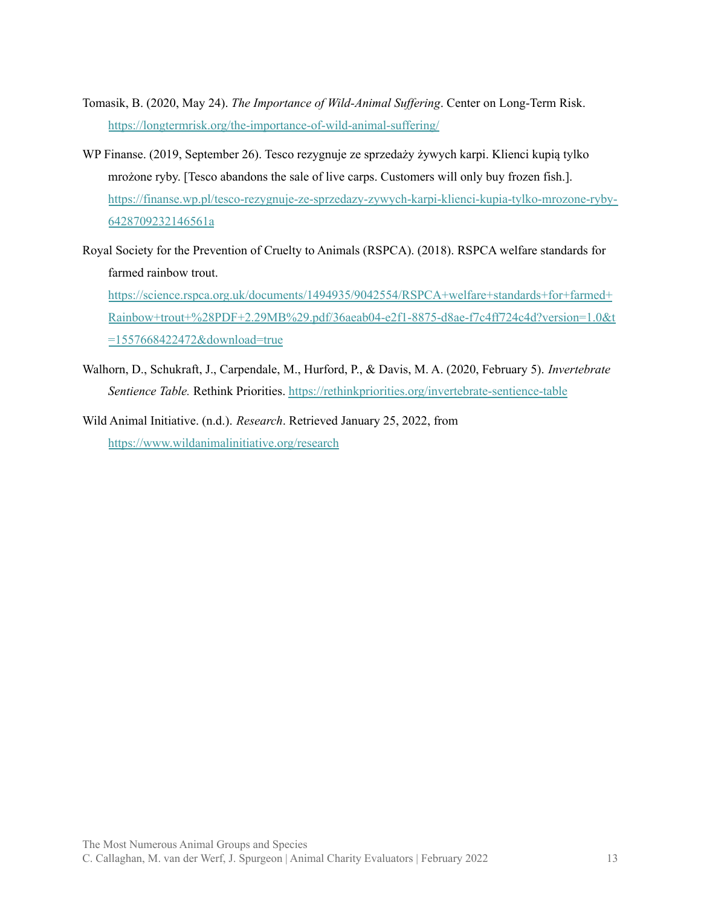Tomasik, B. (2020, May 24). *The Importance of Wild-Animal Suffering*. Center on Long-Term Risk. https://longtermrisk.org/the-importance-of-wild-animal-suffering/

WP Finanse. (2019, September 26). Tesco rezygnuje ze sprzedaży żywych karpi. Klienci kupią tylko mrożone ryby. [Tesco abandons the sale of live carps. Customers will only buy frozen fish.]. https://finanse.wp.pl/tesco-rezygnuje-ze-sprzedazy-zywych-karpi-klienci-kupia-tylko-mrozone-ryby-6428709232146561a

Royal Society for the Prevention of Cruelty to Animals (RSPCA). (2018). RSPCA welfare standards for farmed rainbow trout. https://science.rspca.org.uk/documents/1494935/9042554/RSPCA+welfare+standards+for+farmed+Rainbow+trout+%28PDF+2.29MB%29.pdf/36aeab04-e2f1-8875-d8ae-f7c4ff724c4d?version=1.0&t=1557668422472&download=true

Walhorn, D., Schukraft, J., Carpendale, M., Hurford, P., & Davis, M. A. (2020, February 5). *Invertebrate Sentience Table.* Rethink Priorities. https://rethinkpriorities.org/invertebrate-sentience-table

Wild Animal Initiative. (n.d.). *Research*. Retrieved January 25, 2022, from https://www.wildanimalinitiative.org/research